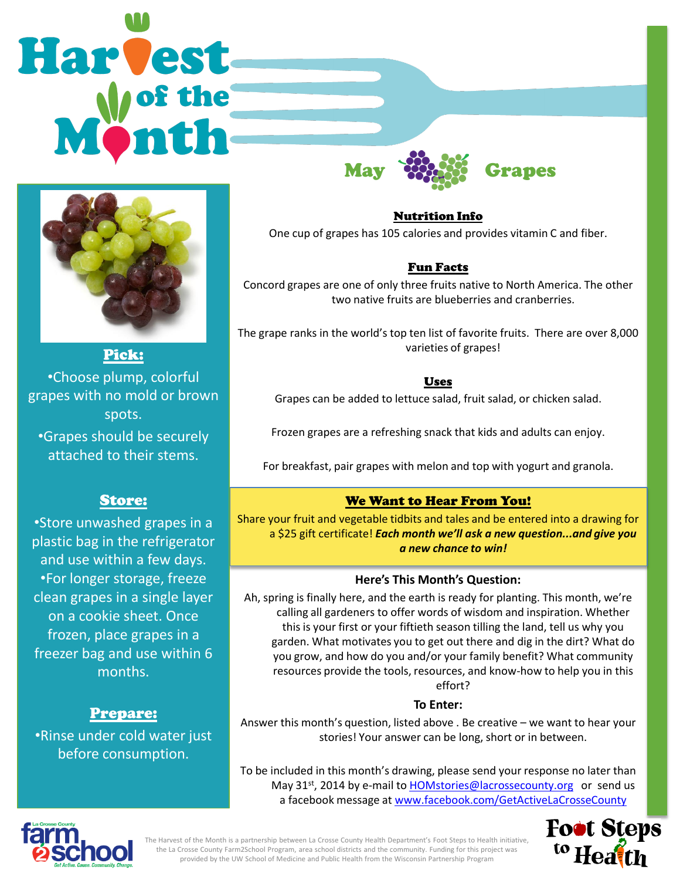# Harvest of the Month

## May Grapes

### Pick:

- Choose plump, colorful grapes with no mold or brown spots.
- Grapes should be securely attached to their stems.

### Store:

- Store unwashed grapes in a plastic bag in the refrigerator and use within a few days.
- For longer storage, freeze clean grapes in a single layer on a cookie sheet. Once frozen, place grapes in a freezer bag and use within 6 months.

### Prepare:

- Rinse under cold water just before consumption.

### Nutrition Info

One cup of grapes has 105 calories and provides vitamin C and fiber.

### Fun Facts

Concord grapes are one of only three fruits native to North America. The other two native fruits are blueberries and cranberries.

The grape ranks in the world's top ten list of favorite fruits. There are over 8,000 varieties of grapes!

### Uses

Grapes can be added to lettuce salad, fruit salad, or chicken salad.

Frozen grapes are a refreshing snack that kids and adults can enjoy.

For breakfast, pair grapes with melon and top with yogurt and granola.

### We Want to Hear From You!

Share your fruit and vegetable tidbits and tales and be entered into a drawing for a $25 gift certificate! ***Each month we'll ask a new question...and give you a new chance to win!***

**Here's This Month's Question:**

Ah, spring is finally here, and the earth is ready for planting. This month, we're calling all gardeners to offer words of wisdom and inspiration. Whether this is your first or your fiftieth season tilling the land, tell us why you garden. What motivates you to get out there and dig in the dirt? What do you grow, and how do you and/or your family benefit? What community resources provide the tools, resources, and know-how to help you in this effort?

**To Enter:**

Answer this month's question, listed above . Be creative – we want to hear your stories! Your answer can be long, short or in between.

To be included in this month's drawing, please send your response no later than May 31st, 2014 by e-mail to HOMstories@lacrossecounty.org or send us a facebook message at www.facebook.com/GetActiveLaCrosseCounty

La Crosse County farm 2 school — Get Active. Cause. Community. Change.

The Harvest of the Month is a partnership between La Crosse County Health Department's Foot Steps to Health initiative, the La Crosse County Farm2School Program, area school districts and the community. Funding for this project was provided by the UW School of Medicine and Public Health from the Wisconsin Partnership Program

Foot Steps to Health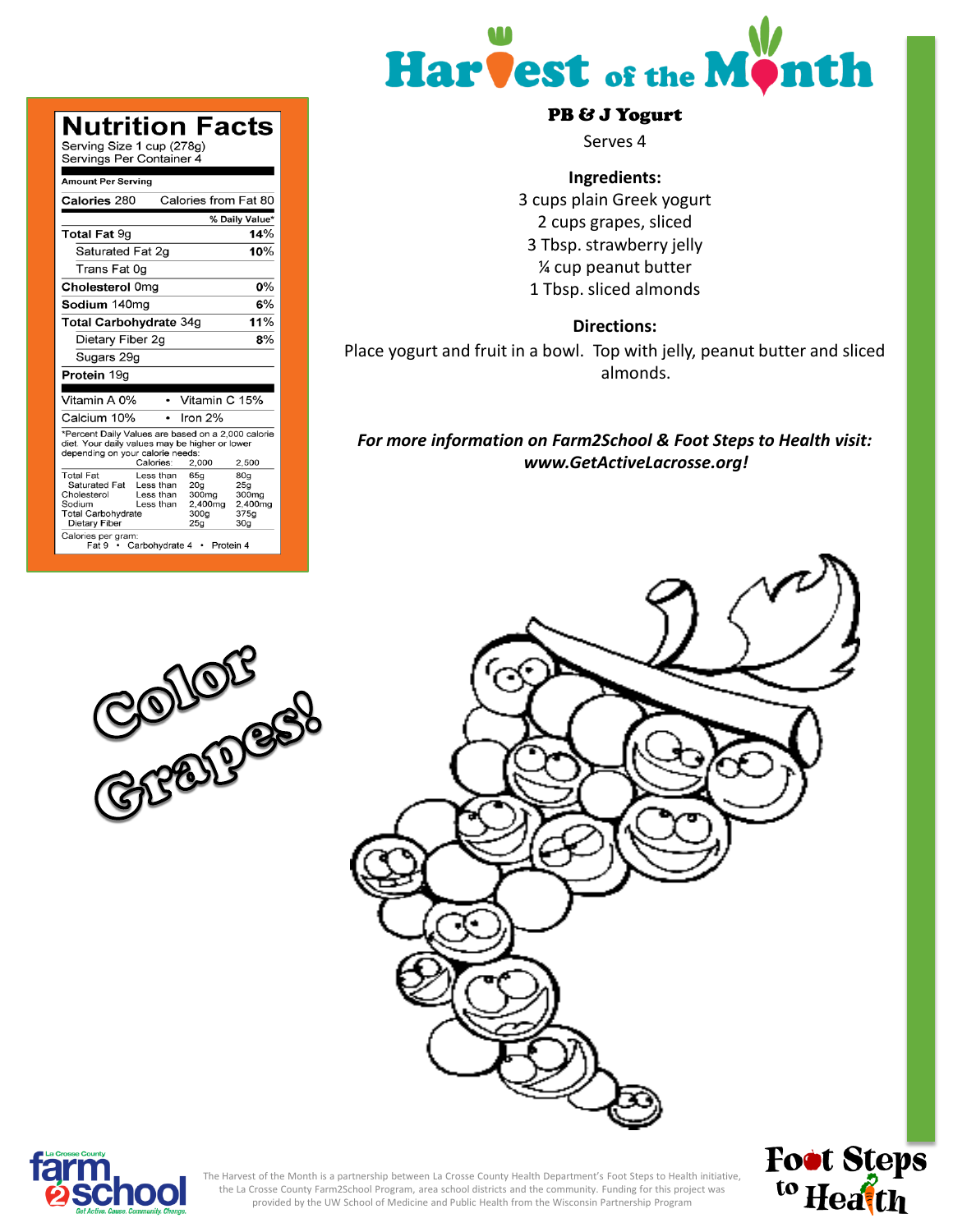# Harvest of the Month

## PB & J Yogurt

Serves 4

**Ingredients:**

3 cups plain Greek yogurt
2 cups grapes, sliced
3 Tbsp. strawberry jelly
¼ cup peanut butter
1 Tbsp. sliced almonds

**Directions:**

Place yogurt and fruit in a bowl. Top with jelly, peanut butter and sliced almonds.

***For more information on Farm2School & Foot Steps to Health visit: www.GetActiveLacrosse.org!***

## Nutrition Facts

Serving Size 1 cup (278g)
Servings Per Container 4

**Amount Per Serving**

| | |
|---|---|
| **Calories** 280 | Calories from Fat 80 |
| | **% Daily Value*** |
| **Total Fat** 9g | **14%** |
| Saturated Fat 2g | **10%** |
| Trans Fat 0g | |
| **Cholesterol** 0mg | **0%** |
| **Sodium** 140mg | **6%** |
| **Total Carbohydrate** 34g | **11%** |
| Dietary Fiber 2g | **8%** |
| Sugars 29g | |
| **Protein** 19g | |

| | |
|---|---|
| Vitamin A 0% | Vitamin C 15% |
| Calcium 10% | Iron 2% |

*Percent Daily Values are based on a 2,000 calorie diet. Your daily values may be higher or lower depending on your calorie needs:

| | Calories: | 2,000 | 2,500 |
|---|---|---|---|
| Total Fat | Less than | 65g | 80g |
| Saturated Fat | Less than | 20g | 25g |
| Cholesterol | Less than | 300mg | 300mg |
| Sodium | Less than | 2,400mg | 2,400mg |
| Total Carbohydrate | | 300g | 375g |
| Dietary Fiber | | 25g | 30g |

Calories per gram:
Fat 9 • Carbohydrate 4 • Protein 4

**Color Grapes!**

The Harvest of the Month is a partnership between La Crosse County Health Department's Foot Steps to Health initiative, the La Crosse County Farm2School Program, area school districts and the community. Funding for this project was provided by the UW School of Medicine and Public Health from the Wisconsin Partnership Program

La Crosse County farm 2 school — Get Active. Cause. Community. Change.

Foot Steps to Health